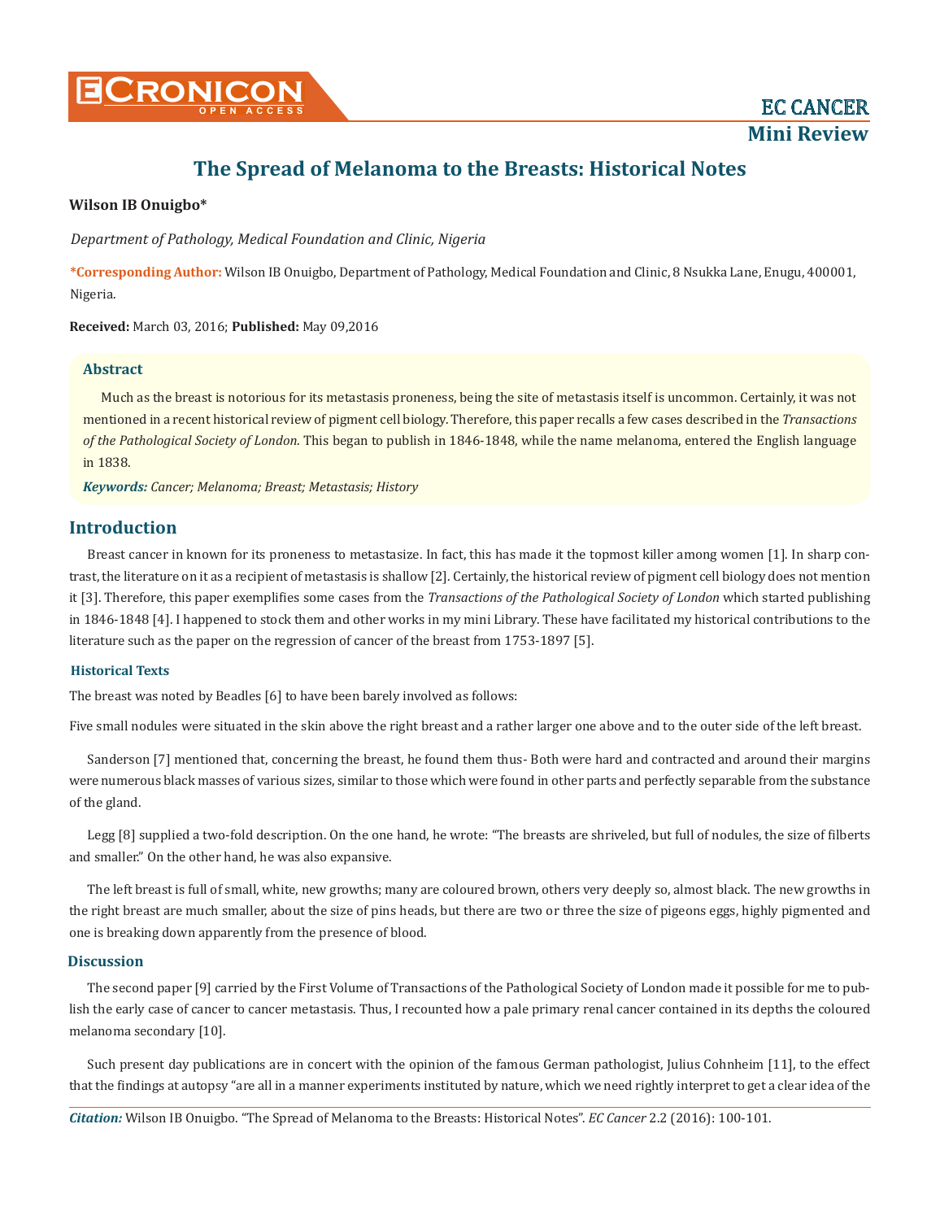# The Spread of Melanoma to the Breasts: Historical Notes

**Wilson IB Onuigbo***

*Department of Pathology, Medical Foundation and Clinic, Nigeria*

***Corresponding Author:** Wilson IB Onuigbo, Department of Pathology, Medical Foundation and Clinic, 8 Nsukka Lane, Enugu, 400001, Nigeria.

**Received:** March 03, 2016; **Published:** May 09,2016

## Abstract

Much as the breast is notorious for its metastasis proneness, being the site of metastasis itself is uncommon. Certainly, it was not mentioned in a recent historical review of pigment cell biology. Therefore, this paper recalls a few cases described in the *Transactions of the Pathological Society of London*. This began to publish in 1846-1848, while the name melanoma, entered the English language in 1838.

***Keywords:*** *Cancer; Melanoma; Breast; Metastasis; History*

## Introduction

Breast cancer in known for its proneness to metastasize. In fact, this has made it the topmost killer among women [1]. In sharp contrast, the literature on it as a recipient of metastasis is shallow [2]. Certainly, the historical review of pigment cell biology does not mention it [3]. Therefore, this paper exemplifies some cases from the *Transactions of the Pathological Society of London* which started publishing in 1846-1848 [4]. I happened to stock them and other works in my mini Library. These have facilitated my historical contributions to the literature such as the paper on the regression of cancer of the breast from 1753-1897 [5].

### Historical Texts

The breast was noted by Beadles [6] to have been barely involved as follows:

Five small nodules were situated in the skin above the right breast and a rather larger one above and to the outer side of the left breast.

Sanderson [7] mentioned that, concerning the breast, he found them thus- Both were hard and contracted and around their margins were numerous black masses of various sizes, similar to those which were found in other parts and perfectly separable from the substance of the gland.

Legg [8] supplied a two-fold description. On the one hand, he wrote: "The breasts are shriveled, but full of nodules, the size of filberts and smaller." On the other hand, he was also expansive.

The left breast is full of small, white, new growths; many are coloured brown, others very deeply so, almost black. The new growths in the right breast are much smaller, about the size of pins heads, but there are two or three the size of pigeons eggs, highly pigmented and one is breaking down apparently from the presence of blood.

## Discussion

The second paper [9] carried by the First Volume of Transactions of the Pathological Society of London made it possible for me to publish the early case of cancer to cancer metastasis. Thus, I recounted how a pale primary renal cancer contained in its depths the coloured melanoma secondary [10].

Such present day publications are in concert with the opinion of the famous German pathologist, Julius Cohnheim [11], to the effect that the findings at autopsy "are all in a manner experiments instituted by nature, which we need rightly interpret to get a clear idea of the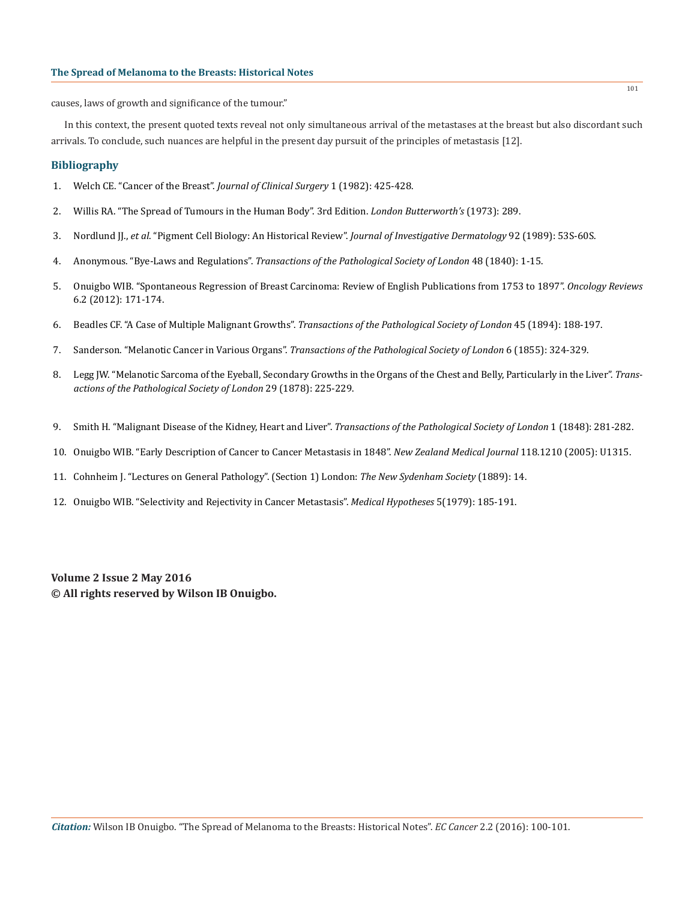causes, laws of growth and significance of the tumour."

In this context, the present quoted texts reveal not only simultaneous arrival of the metastases at the breast but also discordant such arrivals. To conclude, such nuances are helpful in the present day pursuit of the principles of metastasis [12].

## Bibliography

1. Welch CE. "Cancer of the Breast". *Journal of Clinical Surgery* 1 (1982): 425-428.
2. Willis RA. "The Spread of Tumours in the Human Body". 3rd Edition. *London Butterworth's* (1973): 289.
3. Nordlund JJ., *et al*. "Pigment Cell Biology: An Historical Review". *Journal of Investigative Dermatology* 92 (1989): 53S-60S.
4. Anonymous. "Bye-Laws and Regulations". *Transactions of the Pathological Society of London* 48 (1840): 1-15.
5. Onuigbo WIB. "Spontaneous Regression of Breast Carcinoma: Review of English Publications from 1753 to 1897". *Oncology Reviews* 6.2 (2012): 171-174.
6. Beadles CF. "A Case of Multiple Malignant Growths". *Transactions of the Pathological Society of London* 45 (1894): 188-197.
7. Sanderson. "Melanotic Cancer in Various Organs". *Transactions of the Pathological Society of London* 6 (1855): 324-329.
8. Legg JW. "Melanotic Sarcoma of the Eyeball, Secondary Growths in the Organs of the Chest and Belly, Particularly in the Liver". *Transactions of the Pathological Society of London* 29 (1878): 225-229.
9. Smith H. "Malignant Disease of the Kidney, Heart and Liver". *Transactions of the Pathological Society of London* 1 (1848): 281-282.
10. Onuigbo WIB. "Early Description of Cancer to Cancer Metastasis in 1848". *New Zealand Medical Journal* 118.1210 (2005): U1315.
11. Cohnheim J. "Lectures on General Pathology". (Section 1) London: *The New Sydenham Society* (1889): 14.
12. Onuigbo WIB. "Selectivity and Rejectivity in Cancer Metastasis". *Medical Hypotheses* 5(1979): 185-191.

**Volume 2 Issue 2 May 2016**
**© All rights reserved by Wilson IB Onuigbo.**